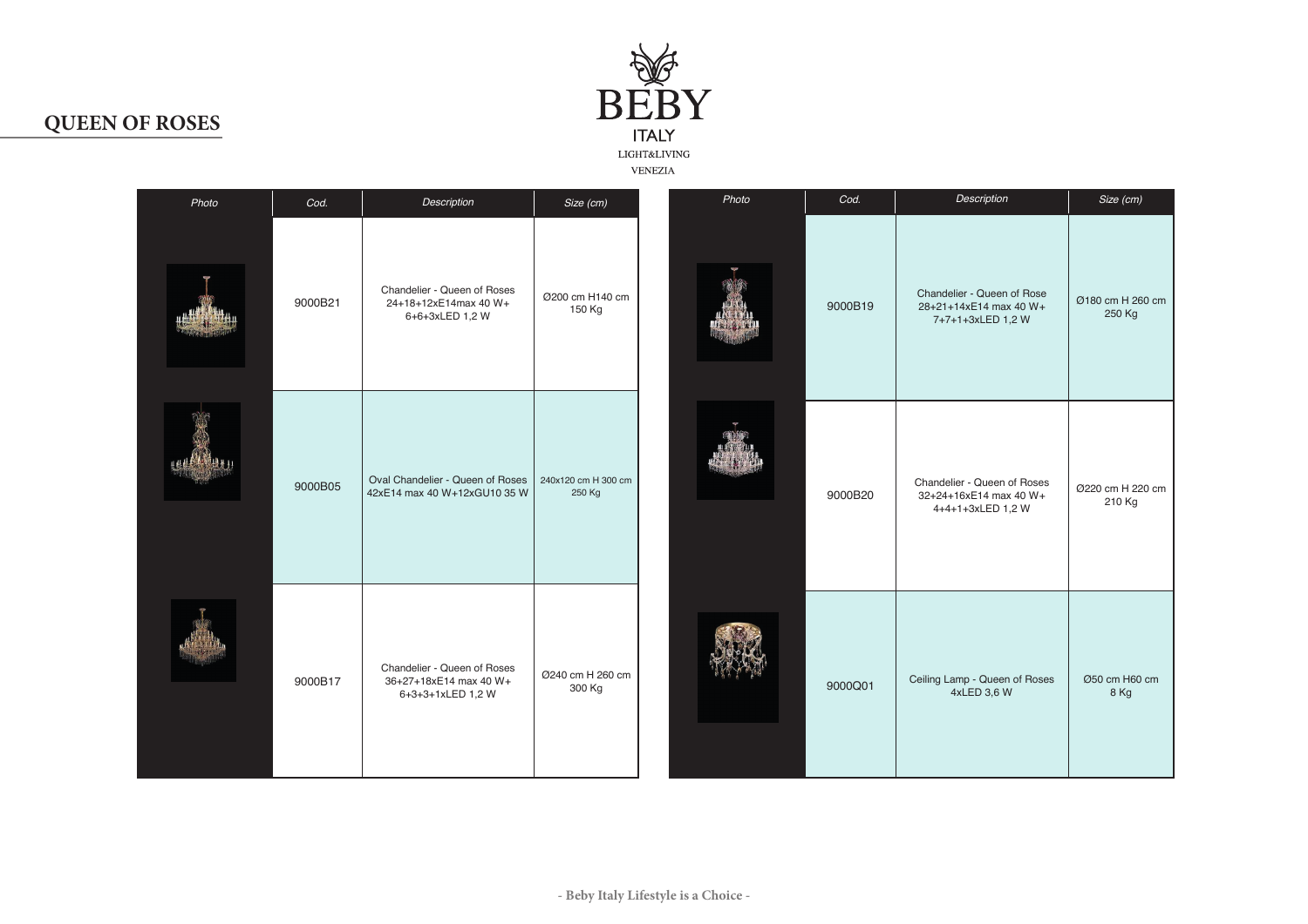# QUEEN OF ROSES

BEBY ITALY LIGHT&LIVING VENEZIA

| Photo | Cod. | Description | Size (cm) |
|---|---|---|---|
| | 9000B21 | Chandelier - Queen of Roses 24+18+12xE14max 40 W+ 6+6+3xLED 1,2 W | Ø200 cm H140 cm 150 Kg |
| | 9000B05 | Oval Chandelier - Queen of Roses 42xE14 max 40 W+12xGU10 35 W | 240x120 cm H 300 cm 250 Kg |
| | 9000B17 | Chandelier - Queen of Roses 36+27+18xE14 max 40 W+ 6+3+3+1xLED 1,2 W | Ø240 cm H 260 cm 300 Kg |
| | 9000B19 | Chandelier - Queen of Rose 28+21+14xE14 max 40 W+ 7+7+1+3xLED 1,2 W | Ø180 cm H 260 cm 250 Kg |
| | 9000B20 | Chandelier - Queen of Roses 32+24+16xE14 max 40 W+ 4+4+1+3xLED 1,2 W | Ø220 cm H 220 cm 210 Kg |
| | 9000Q01 | Ceiling Lamp - Queen of Roses 4xLED 3,6 W | Ø50 cm H60 cm 8 Kg |

- Beby Italy Lifestyle is a Choice -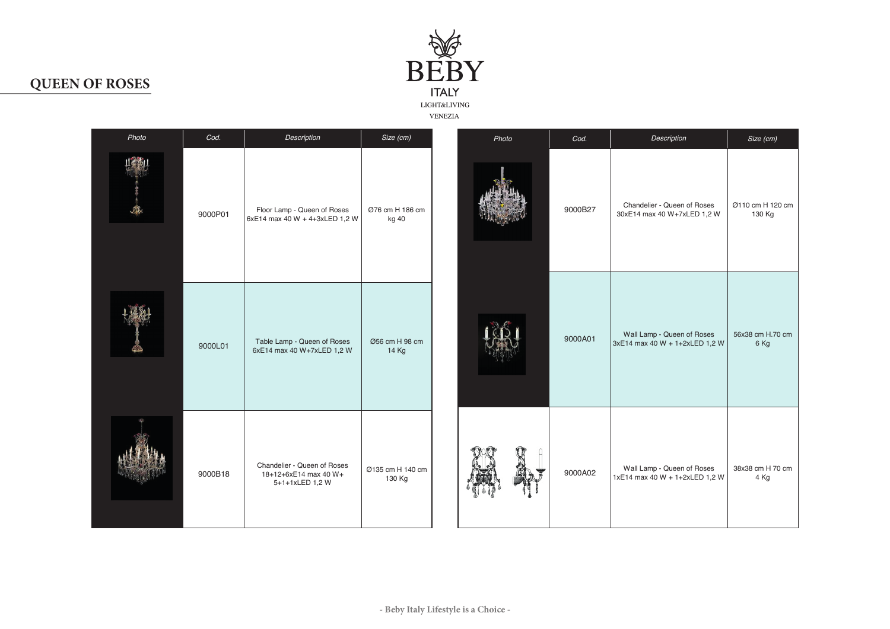## QUEEN OF ROSES

BEBY
ITALY
LIGHT&LIVING
VENEZIA

| Photo | Cod. | Description | Size (cm) |
|---|---|---|---|
| | 9000P01 | Floor Lamp - Queen of Roses 6xE14 max 40 W + 4+3xLED 1,2 W | Ø76 cm H 186 cm kg 40 |
| | 9000L01 | Table Lamp - Queen of Roses 6xE14 max 40 W+7xLED 1,2 W | Ø56 cm H 98 cm 14 Kg |
| | 9000B18 | Chandelier - Queen of Roses 18+12+6xE14 max 40 W+ 5+1+1xLED 1,2 W | Ø135 cm H 140 cm 130 Kg |

| Photo | Cod. | Description | Size (cm) |
|---|---|---|---|
| | 9000B27 | Chandelier - Queen of Roses 30xE14 max 40 W+7xLED 1,2 W | Ø110 cm H 120 cm 130 Kg |
| | 9000A01 | Wall Lamp - Queen of Roses 3xE14 max 40 W + 1+2xLED 1,2 W | 56x38 cm H.70 cm 6 Kg |
| | 9000A02 | Wall Lamp - Queen of Roses 1xE14 max 40 W + 1+2xLED 1,2 W | 38x38 cm H 70 cm 4 Kg |

- Beby Italy Lifestyle is a Choice -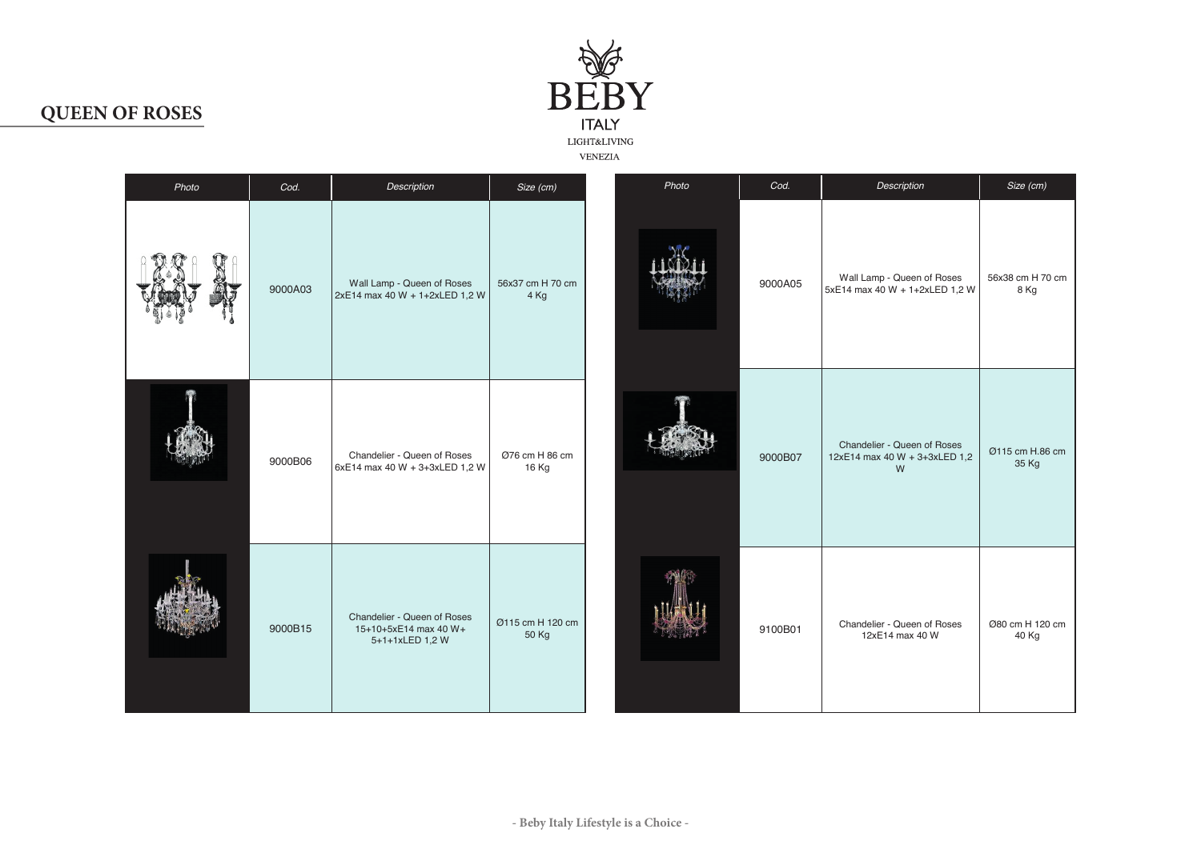# QUEEN OF ROSES

BEBY ITALY LIGHT&LIVING VENEZIA

| Photo | Cod. | Description | Size (cm) |
|---|---|---|---|
| | 9000A03 | Wall Lamp - Queen of Roses 2xE14 max 40 W + 1+2xLED 1,2 W | 56x37 cm H 70 cm 4 Kg |
| | 9000B06 | Chandelier - Queen of Roses 6xE14 max 40 W + 3+3xLED 1,2 W | Ø76 cm H 86 cm 16 Kg |
| | 9000B15 | Chandelier - Queen of Roses 15+10+5xE14 max 40 W+ 5+1+1xLED 1,2 W | Ø115 cm H 120 cm 50 Kg |

| Photo | Cod. | Description | Size (cm) |
|---|---|---|---|
| | 9000A05 | Wall Lamp - Queen of Roses 5xE14 max 40 W + 1+2xLED 1,2 W | 56x38 cm H 70 cm 8 Kg |
| | 9000B07 | Chandelier - Queen of Roses 12xE14 max 40 W + 3+3xLED 1,2 W | Ø115 cm H.86 cm 35 Kg |
| | 9100B01 | Chandelier - Queen of Roses 12xE14 max 40 W | Ø80 cm H 120 cm 40 Kg |

- Beby Italy Lifestyle is a Choice -